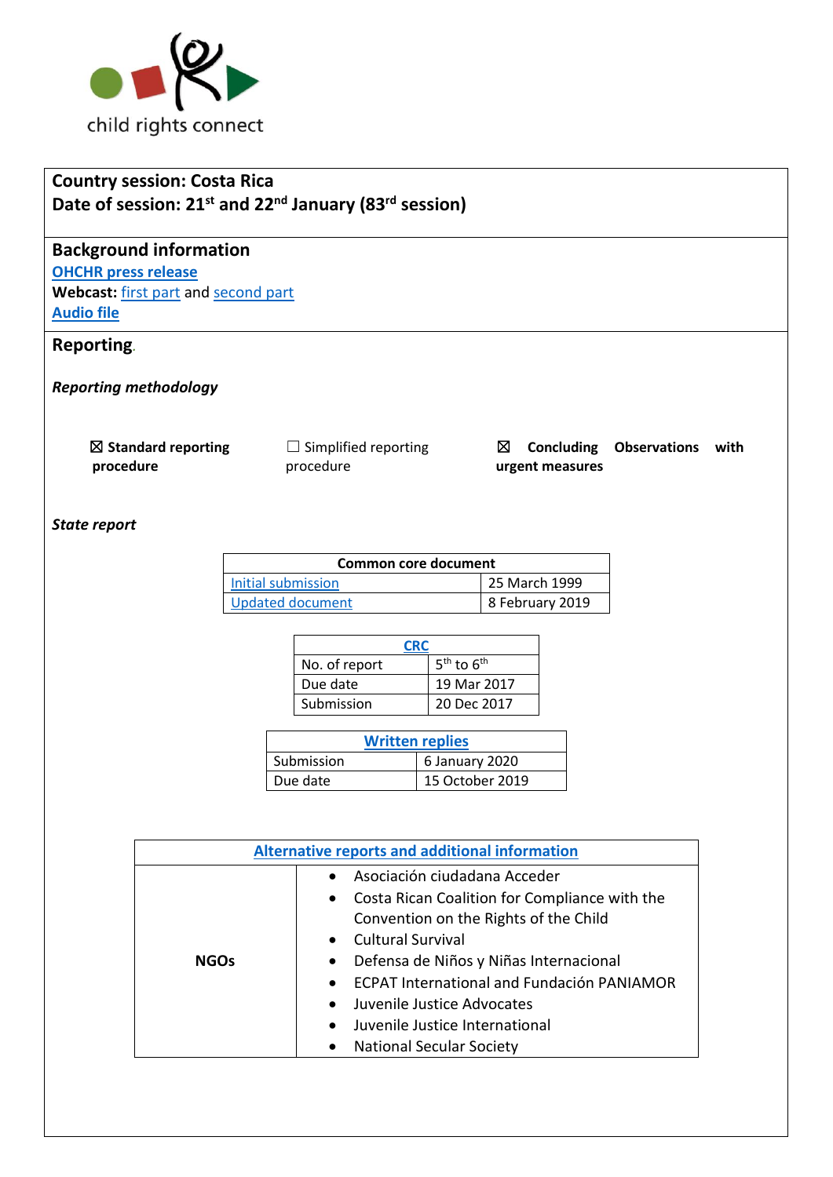child rights connect

**Country session: Costa Rica**
**Date of session: 21st and 22nd January (83rd session)**

## Background information

**OHCHR press release**
**Webcast:** first part and second part
**Audio file**

## Reporting

***Reporting methodology***

☒ **Standard reporting procedure** ☐ Simplified reporting procedure ☒ **Concluding Observations with urgent measures**

***State report***

| Common core document | |
|---|---|
| Initial submission | 25 March 1999 |
| Updated document | 8 February 2019 |

| CRC | |
|---|---|
| No. of report | 5th to 6th |
| Due date | 19 Mar 2017 |
| Submission | 20 Dec 2017 |

| Written replies | |
|---|---|
| Submission | 6 January 2020 |
| Due date | 15 October 2019 |

| Alternative reports and additional information | |
|---|---|
| **NGOs** | • Asociación ciudadana Acceder<br>• Costa Rican Coalition for Compliance with the Convention on the Rights of the Child<br>• Cultural Survival<br>• Defensa de Niños y Niñas Internacional<br>• ECPAT International and Fundación PANIAMOR<br>• Juvenile Justice Advocates<br>• Juvenile Justice International<br>• National Secular Society |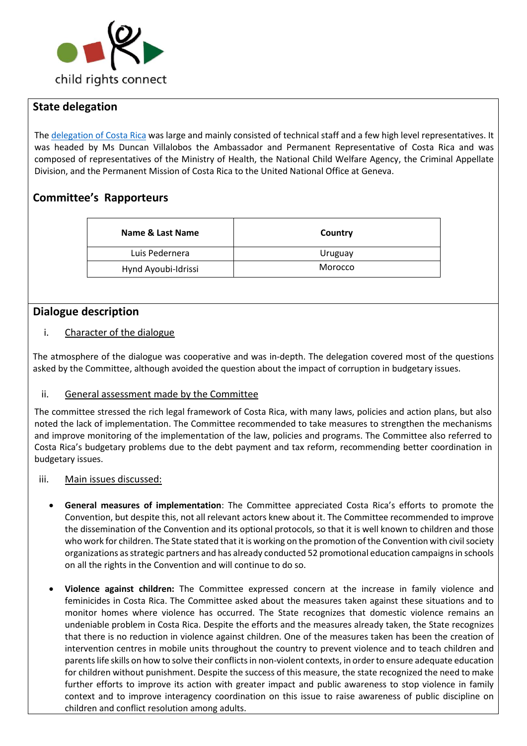## State delegation

The [delegation of Costa Rica]() was large and mainly consisted of technical staff and a few high level representatives. It was headed by Ms Duncan Villalobos the Ambassador and Permanent Representative of Costa Rica and was composed of representatives of the Ministry of Health, the National Child Welfare Agency, the Criminal Appellate Division, and the Permanent Mission of Costa Rica to the United National Office at Geneva.

## Committee's Rapporteurs

| Name & Last Name | Country |
|---|---|
| Luis Pedernera | Uruguay |
| Hynd Ayoubi-Idrissi | Morocco |

## Dialogue description

### i. Character of the dialogue

The atmosphere of the dialogue was cooperative and was in-depth. The delegation covered most of the questions asked by the Committee, although avoided the question about the impact of corruption in budgetary issues.

### ii. General assessment made by the Committee

The committee stressed the rich legal framework of Costa Rica, with many laws, policies and action plans, but also noted the lack of implementation. The Committee recommended to take measures to strengthen the mechanisms and improve monitoring of the implementation of the law, policies and programs. The Committee also referred to Costa Rica's budgetary problems due to the debt payment and tax reform, recommending better coordination in budgetary issues.

### iii. Main issues discussed:

- **General measures of implementation**: The Committee appreciated Costa Rica's efforts to promote the Convention, but despite this, not all relevant actors knew about it. The Committee recommended to improve the dissemination of the Convention and its optional protocols, so that it is well known to children and those who work for children. The State stated that it is working on the promotion of the Convention with civil society organizations as strategic partners and has already conducted 52 promotional education campaigns in schools on all the rights in the Convention and will continue to do so.

- **Violence against children:** The Committee expressed concern at the increase in family violence and feminicides in Costa Rica. The Committee asked about the measures taken against these situations and to monitor homes where violence has occurred. The State recognizes that domestic violence remains an undeniable problem in Costa Rica. Despite the efforts and the measures already taken, the State recognizes that there is no reduction in violence against children. One of the measures taken has been the creation of intervention centres in mobile units throughout the country to prevent violence and to teach children and parents life skills on how to solve their conflicts in non-violent contexts, in order to ensure adequate education for children without punishment. Despite the success of this measure, the state recognized the need to make further efforts to improve its action with greater impact and public awareness to stop violence in family context and to improve interagency coordination on this issue to raise awareness of public discipline on children and conflict resolution among adults.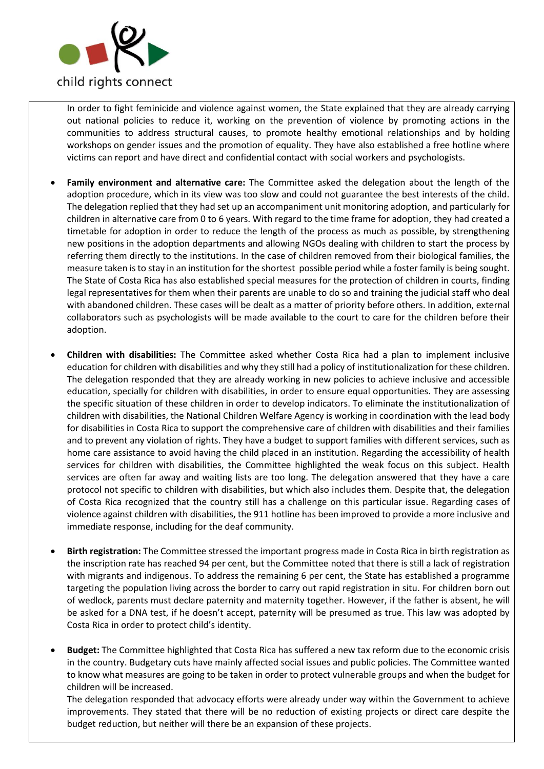In order to fight feminicide and violence against women, the State explained that they are already carrying out national policies to reduce it, working on the prevention of violence by promoting actions in the communities to address structural causes, to promote healthy emotional relationships and by holding workshops on gender issues and the promotion of equality. They have also established a free hotline where victims can report and have direct and confidential contact with social workers and psychologists.

- **Family environment and alternative care:** The Committee asked the delegation about the length of the adoption procedure, which in its view was too slow and could not guarantee the best interests of the child. The delegation replied that they had set up an accompaniment unit monitoring adoption, and particularly for children in alternative care from 0 to 6 years. With regard to the time frame for adoption, they had created a timetable for adoption in order to reduce the length of the process as much as possible, by strengthening new positions in the adoption departments and allowing NGOs dealing with children to start the process by referring them directly to the institutions. In the case of children removed from their biological families, the measure taken is to stay in an institution for the shortest possible period while a foster family is being sought. The State of Costa Rica has also established special measures for the protection of children in courts, finding legal representatives for them when their parents are unable to do so and training the judicial staff who deal with abandoned children. These cases will be dealt as a matter of priority before others. In addition, external collaborators such as psychologists will be made available to the court to care for the children before their adoption.

- **Children with disabilities:** The Committee asked whether Costa Rica had a plan to implement inclusive education for children with disabilities and why they still had a policy of institutionalization for these children. The delegation responded that they are already working in new policies to achieve inclusive and accessible education, specially for children with disabilities, in order to ensure equal opportunities. They are assessing the specific situation of these children in order to develop indicators. To eliminate the institutionalization of children with disabilities, the National Children Welfare Agency is working in coordination with the lead body for disabilities in Costa Rica to support the comprehensive care of children with disabilities and their families and to prevent any violation of rights. They have a budget to support families with different services, such as home care assistance to avoid having the child placed in an institution. Regarding the accessibility of health services for children with disabilities, the Committee highlighted the weak focus on this subject. Health services are often far away and waiting lists are too long. The delegation answered that they have a care protocol not specific to children with disabilities, but which also includes them. Despite that, the delegation of Costa Rica recognized that the country still has a challenge on this particular issue. Regarding cases of violence against children with disabilities, the 911 hotline has been improved to provide a more inclusive and immediate response, including for the deaf community.

- **Birth registration:** The Committee stressed the important progress made in Costa Rica in birth registration as the inscription rate has reached 94 per cent, but the Committee noted that there is still a lack of registration with migrants and indigenous. To address the remaining 6 per cent, the State has established a programme targeting the population living across the border to carry out rapid registration in situ. For children born out of wedlock, parents must declare paternity and maternity together. However, if the father is absent, he will be asked for a DNA test, if he doesn't accept, paternity will be presumed as true. This law was adopted by Costa Rica in order to protect child's identity.

- **Budget:** The Committee highlighted that Costa Rica has suffered a new tax reform due to the economic crisis in the country. Budgetary cuts have mainly affected social issues and public policies. The Committee wanted to know what measures are going to be taken in order to protect vulnerable groups and when the budget for children will be increased.
  The delegation responded that advocacy efforts were already under way within the Government to achieve improvements. They stated that there will be no reduction of existing projects or direct care despite the budget reduction, but neither will there be an expansion of these projects.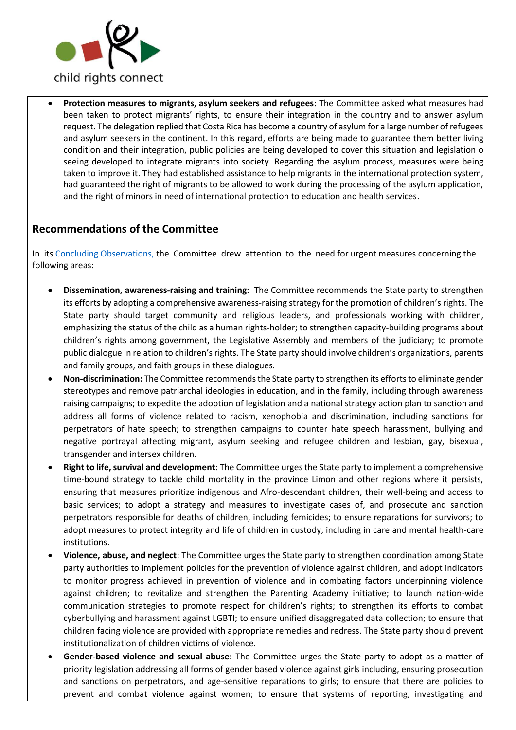- **Protection measures to migrants, asylum seekers and refugees:** The Committee asked what measures had been taken to protect migrants' rights, to ensure their integration in the country and to answer asylum request. The delegation replied that Costa Rica has become a country of asylum for a large number of refugees and asylum seekers in the continent. In this regard, efforts are being made to guarantee them better living condition and their integration, public policies are being developed to cover this situation and legislation o seeing developed to integrate migrants into society. Regarding the asylum process, measures were being taken to improve it. They had established assistance to help migrants in the international protection system, had guaranteed the right of migrants to be allowed to work during the processing of the asylum application, and the right of minors in need of international protection to education and health services.

## Recommendations of the Committee

In its [Concluding Observations,](#) the Committee drew attention to the need for urgent measures concerning the following areas:

- **Dissemination, awareness-raising and training:** The Committee recommends the State party to strengthen its efforts by adopting a comprehensive awareness-raising strategy for the promotion of children's rights. The State party should target community and religious leaders, and professionals working with children, emphasizing the status of the child as a human rights-holder; to strengthen capacity-building programs about children's rights among government, the Legislative Assembly and members of the judiciary; to promote public dialogue in relation to children's rights. The State party should involve children's organizations, parents and family groups, and faith groups in these dialogues.
- **Non-discrimination:** The Committee recommends the State party to strengthen its efforts to eliminate gender stereotypes and remove patriarchal ideologies in education, and in the family, including through awareness raising campaigns; to expedite the adoption of legislation and a national strategy action plan to sanction and address all forms of violence related to racism, xenophobia and discrimination, including sanctions for perpetrators of hate speech; to strengthen campaigns to counter hate speech harassment, bullying and negative portrayal affecting migrant, asylum seeking and refugee children and lesbian, gay, bisexual, transgender and intersex children.
- **Right to life, survival and development:** The Committee urges the State party to implement a comprehensive time-bound strategy to tackle child mortality in the province Limon and other regions where it persists, ensuring that measures prioritize indigenous and Afro-descendant children, their well-being and access to basic services; to adopt a strategy and measures to investigate cases of, and prosecute and sanction perpetrators responsible for deaths of children, including femicides; to ensure reparations for survivors; to adopt measures to protect integrity and life of children in custody, including in care and mental health-care institutions.
- **Violence, abuse, and neglect**: The Committee urges the State party to strengthen coordination among State party authorities to implement policies for the prevention of violence against children, and adopt indicators to monitor progress achieved in prevention of violence and in combating factors underpinning violence against children; to revitalize and strengthen the Parenting Academy initiative; to launch nation-wide communication strategies to promote respect for children's rights; to strengthen its efforts to combat cyberbullying and harassment against LGBTI; to ensure unified disaggregated data collection; to ensure that children facing violence are provided with appropriate remedies and redress. The State party should prevent institutionalization of children victims of violence.
- **Gender-based violence and sexual abuse:** The Committee urges the State party to adopt as a matter of priority legislation addressing all forms of gender based violence against girls including, ensuring prosecution and sanctions on perpetrators, and age-sensitive reparations to girls; to ensure that there are policies to prevent and combat violence against women; to ensure that systems of reporting, investigating and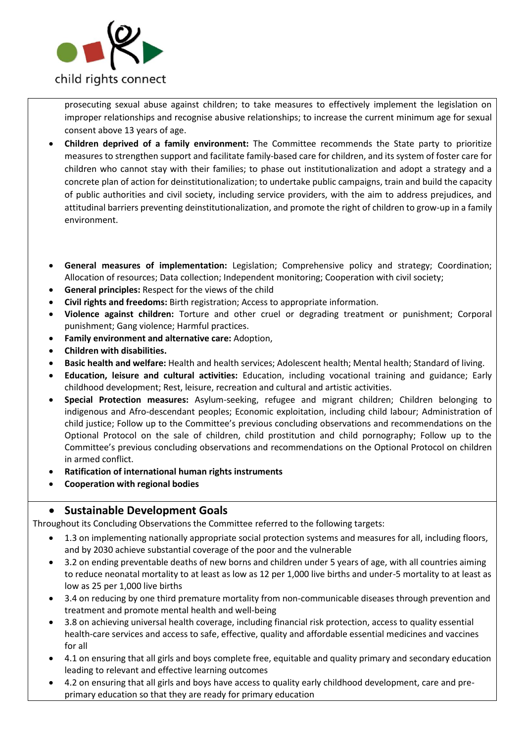prosecuting sexual abuse against children; to take measures to effectively implement the legislation on improper relationships and recognise abusive relationships; to increase the current minimum age for sexual consent above 13 years of age.

- **Children deprived of a family environment:** The Committee recommends the State party to prioritize measures to strengthen support and facilitate family-based care for children, and its system of foster care for children who cannot stay with their families; to phase out institutionalization and adopt a strategy and a concrete plan of action for deinstitutionalization; to undertake public campaigns, train and build the capacity of public authorities and civil society, including service providers, with the aim to address prejudices, and attitudinal barriers preventing deinstitutionalization, and promote the right of children to grow-up in a family environment.

- **General measures of implementation:** Legislation; Comprehensive policy and strategy; Coordination; Allocation of resources; Data collection; Independent monitoring; Cooperation with civil society;
- **General principles:** Respect for the views of the child
- **Civil rights and freedoms:** Birth registration; Access to appropriate information.
- **Violence against children:** Torture and other cruel or degrading treatment or punishment; Corporal punishment; Gang violence; Harmful practices.
- **Family environment and alternative care:** Adoption,
- **Children with disabilities.**
- **Basic health and welfare:** Health and health services; Adolescent health; Mental health; Standard of living.
- **Education, leisure and cultural activities:** Education, including vocational training and guidance; Early childhood development; Rest, leisure, recreation and cultural and artistic activities.
- **Special Protection measures:** Asylum-seeking, refugee and migrant children; Children belonging to indigenous and Afro-descendant peoples; Economic exploitation, including child labour; Administration of child justice; Follow up to the Committee's previous concluding observations and recommendations on the Optional Protocol on the sale of children, child prostitution and child pornography; Follow up to the Committee's previous concluding observations and recommendations on the Optional Protocol on children in armed conflict.
- **Ratification of international human rights instruments**
- **Cooperation with regional bodies**

## Sustainable Development Goals

Throughout its Concluding Observations the Committee referred to the following targets:

- 1.3 on implementing nationally appropriate social protection systems and measures for all, including floors, and by 2030 achieve substantial coverage of the poor and the vulnerable
- 3.2 on ending preventable deaths of new borns and children under 5 years of age, with all countries aiming to reduce neonatal mortality to at least as low as 12 per 1,000 live births and under-5 mortality to at least as low as 25 per 1,000 live births
- 3.4 on reducing by one third premature mortality from non-communicable diseases through prevention and treatment and promote mental health and well-being
- 3.8 on achieving universal health coverage, including financial risk protection, access to quality essential health-care services and access to safe, effective, quality and affordable essential medicines and vaccines for all
- 4.1 on ensuring that all girls and boys complete free, equitable and quality primary and secondary education leading to relevant and effective learning outcomes
- 4.2 on ensuring that all girls and boys have access to quality early childhood development, care and pre-primary education so that they are ready for primary education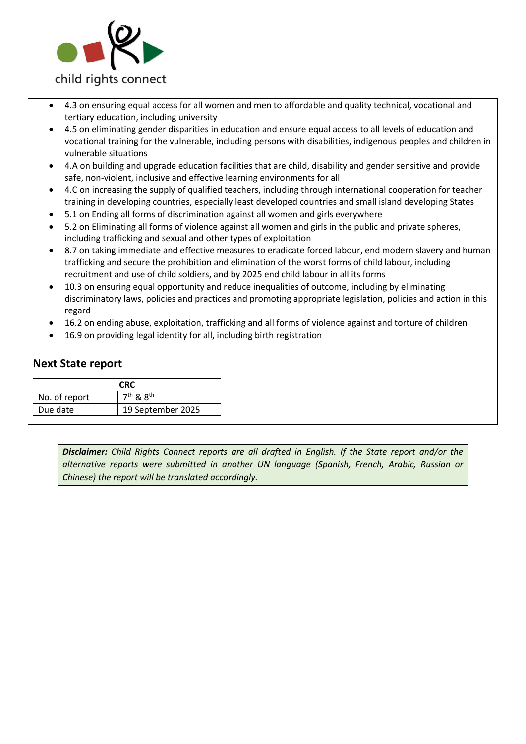- 4.3 on ensuring equal access for all women and men to affordable and quality technical, vocational and tertiary education, including university
- 4.5 on eliminating gender disparities in education and ensure equal access to all levels of education and vocational training for the vulnerable, including persons with disabilities, indigenous peoples and children in vulnerable situations
- 4.A on building and upgrade education facilities that are child, disability and gender sensitive and provide safe, non-violent, inclusive and effective learning environments for all
- 4.C on increasing the supply of qualified teachers, including through international cooperation for teacher training in developing countries, especially least developed countries and small island developing States
- 5.1 on Ending all forms of discrimination against all women and girls everywhere
- 5.2 on Eliminating all forms of violence against all women and girls in the public and private spheres, including trafficking and sexual and other types of exploitation
- 8.7 on taking immediate and effective measures to eradicate forced labour, end modern slavery and human trafficking and secure the prohibition and elimination of the worst forms of child labour, including recruitment and use of child soldiers, and by 2025 end child labour in all its forms
- 10.3 on ensuring equal opportunity and reduce inequalities of outcome, including by eliminating discriminatory laws, policies and practices and promoting appropriate legislation, policies and action in this regard
- 16.2 on ending abuse, exploitation, trafficking and all forms of violence against and torture of children
- 16.9 on providing legal identity for all, including birth registration

## Next State report

| CRC | |
|---|---|
| No. of report | 7th & 8th |
| Due date | 19 September 2025 |

***Disclaimer:*** *Child Rights Connect reports are all drafted in English. If the State report and/or the alternative reports were submitted in another UN language (Spanish, French, Arabic, Russian or Chinese) the report will be translated accordingly.*